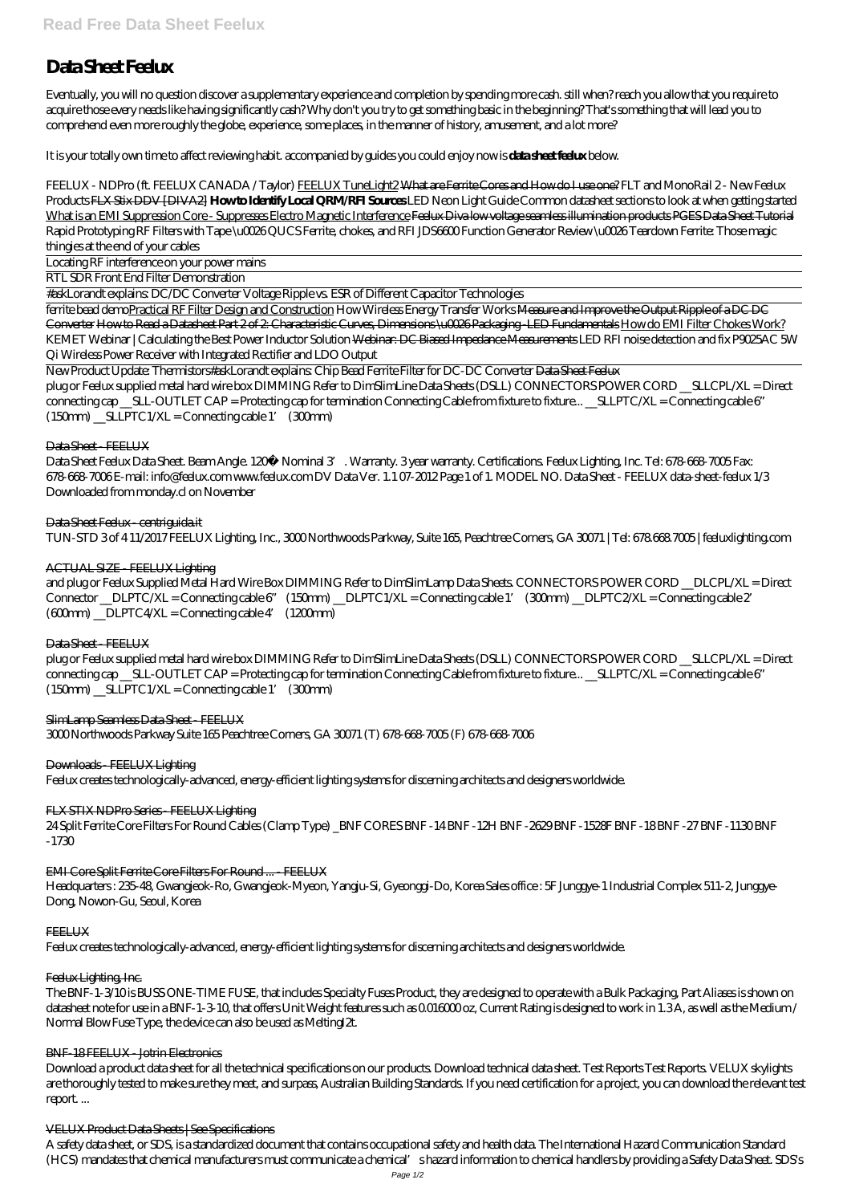# Data Sheet Feelux

Eventually, you will no question discover a supplementary experience and completion by spending more cash. still when? reach you allow that you require to acquire those every needs like having significantly cash? Why don't you try to get something basic in the beginning? That's something that will lead you to comprehend even more roughly the globe, experience, some places, in the manner of history, amusement, and a lot more?

It is your totally own time to affect reviewing habit. accompanied by guides you could enjoy now is **data sheet feelux** below.

*FEELUX - NDPro (ft. FEELUX CANADA / Taylor)* FEELUX TuneLight2 What are Ferrite Cores and How do I use one? *FLT and MonoRail 2 - New Feelux Products* FLX Stix DDV [DIVA2] **How to Identify Local QRM/RFI Sources** *LED Neon Light Guide Common datasheet sections to look at when getting started* What is an EMI Suppression Core - Suppresses Electro Magnetic Interference Feelux Diva low voltage seamless illumination products PGES Data Sheet Tutorial *Rapid Prototyping RF Filters with Tape \u0026 QUCS Ferrite, chokes, and RFI JDS6600 Function Generator Review \u0026 Teardown Ferrite: Those magic thingies at the end of your cables*

Locating RF interference on your power mains

RTL SDR Front End Filter Demonstration

#askLorandt explains: DC/DC Converter Voltage Ripple vs. ESR of Different Capacitor Technologies

ferrite bead demoPractical RF Filter Design and Construction *How Wireless Energy Transfer Works* Measure and Improve the Output Ripple of a DC DC Converter How to Read a Datasheet Part 2 of 2: Characteristic Curves, Dimensions \u0026 Packaging - LED Fundamentals How do EMI Filter Chokes Work? *KEMET Webinar | Calculating the Best Power Inductor Solution* Webinar: DC Biased Impedance Measurements *LED RFI noise detection and fix P9025AC 5W Qi Wireless Power Receiver with Integrated Rectifier and LDO Output*

New Product Update: Thermistors*#askLorandt explains: Chip Bead Ferrite Filter for DC-DC Converter* Data Sheet Feelux

plug or Feelux supplied metal hard wire box DIMMING Refer to DimSlimLine Data Sheets (DSLL) CONNECTORS POWER CORD __SLLCPL/XL = Direct connecting cap __SLL-OUTLET CAP = Protecting cap for termination Connecting Cable from fixture to fixture... __SLLPTC/XL = Connecting cable 6" (150mm) __SLLPTC1/XL = Connecting cable 1' (300mm)

## Data Sheet - FEELUX

Data Sheet Feelux Data Sheet. Beam Angle. 120° Nominal 3'. Warranty. 3 year warranty. Certifications. Feelux Lighting, Inc. Tel: 678-668-7005 Fax: 678-668-7006 E-mail: info@feelux.com www.feelux.com DV Data Ver. 1.1 07-2012 Page 1 of 1. MODEL NO. Data Sheet - FEELUX data-sheet-feelux 1/3 Downloaded from monday.cl on November

## Data Sheet Feelux - centriguida.it

TUN-STD 3 of 4 11/2017 FEELUX Lighting, Inc., 3000 Northwoods Parkway, Suite 165, Peachtree Corners, GA 30071 | Tel: 678.668.7005 | feeluxlighting.com

## ACTUAL SIZE - FEELUX Lighting

and plug or Feelux Supplied Metal Hard Wire Box DIMMING Refer to DimSlimLamp Data Sheets. CONNECTORS POWER CORD __DLCPL/XL = Direct Connector __DLPTC/XL = Connecting cable 6" (150mm) __DLPTC1/XL = Connecting cable 1' (300mm) __DLPTC2/XL = Connecting cable 2' (600mm) __DLPTC4/XL = Connecting cable 4' (1200mm)

## Data Sheet - FEELUX

plug or Feelux supplied metal hard wire box DIMMING Refer to DimSlimLine Data Sheets (DSLL) CONNECTORS POWER CORD __SLLCPL/XL = Direct connecting cap __SLL-OUTLET CAP = Protecting cap for termination Connecting Cable from fixture to fixture... __SLLPTC/XL = Connecting cable 6" (150mm) __SLLPTC1/XL = Connecting cable 1' (300mm)

## SlimLamp Seamless Data Sheet - FEELUX

3000 Northwoods Parkway Suite 165 Peachtree Corners, GA 30071 (T) 678-668-7005 (F) 678-668-7006

## Downloads - FEELUX Lighting

Feelux creates technologically-advanced, energy-efficient lighting systems for discerning architects and designers worldwide.

## FLX STIX NDPro Series - FEELUX Lighting

24 Split Ferrite Core Filters For Round Cables (Clamp Type) _BNF CORES BNF -14 BNF -12H BNF -2629 BNF -1528F BNF -18 BNF -27 BNF -1130 BNF -1730

## EMI Core Split Ferrite Core Filters For Round ... - FEELUX

Headquarters : 235-48, Gwangjeok-Ro, Gwangjeok-Myeon, Yangju-Si, Gyeonggi-Do, Korea Sales office : 5F Junggye-1 Industrial Complex 511-2, Junggye-Dong, Nowon-Gu, Seoul, Korea

## FEELUX

Feelux creates technologically-advanced, energy-efficient lighting systems for discerning architects and designers worldwide.

## Feelux Lighting, Inc.

The BNF-1-3/10 is BUSS ONE-TIME FUSE, that includes Specialty Fuses Product, they are designed to operate with a Bulk Packaging, Part Aliases is shown on datasheet note for use in a BNF-1-3-10, that offers Unit Weight features such as 0.016000 oz, Current Rating is designed to work in 1.3 A, as well as the Medium / Normal Blow Fuse Type, the device can also be used as MeltingI2t.

## BNF-18 FEELUX - Jotrin Electronics

Download a product data sheet for all the technical specifications on our products. Download technical data sheet. Test Reports Test Reports. VELUX skylights are thoroughly tested to make sure they meet, and surpass, Australian Building Standards. If you need certification for a project, you can download the relevant test report. ...

## VELUX Product Data Sheets | See Specifications

A safety data sheet, or SDS, is a standardized document that contains occupational safety and health data. The International Hazard Communication Standard (HCS) mandates that chemical manufacturers must communicate a chemical's hazard information to chemical handlers by providing a Safety Data Sheet. SDS's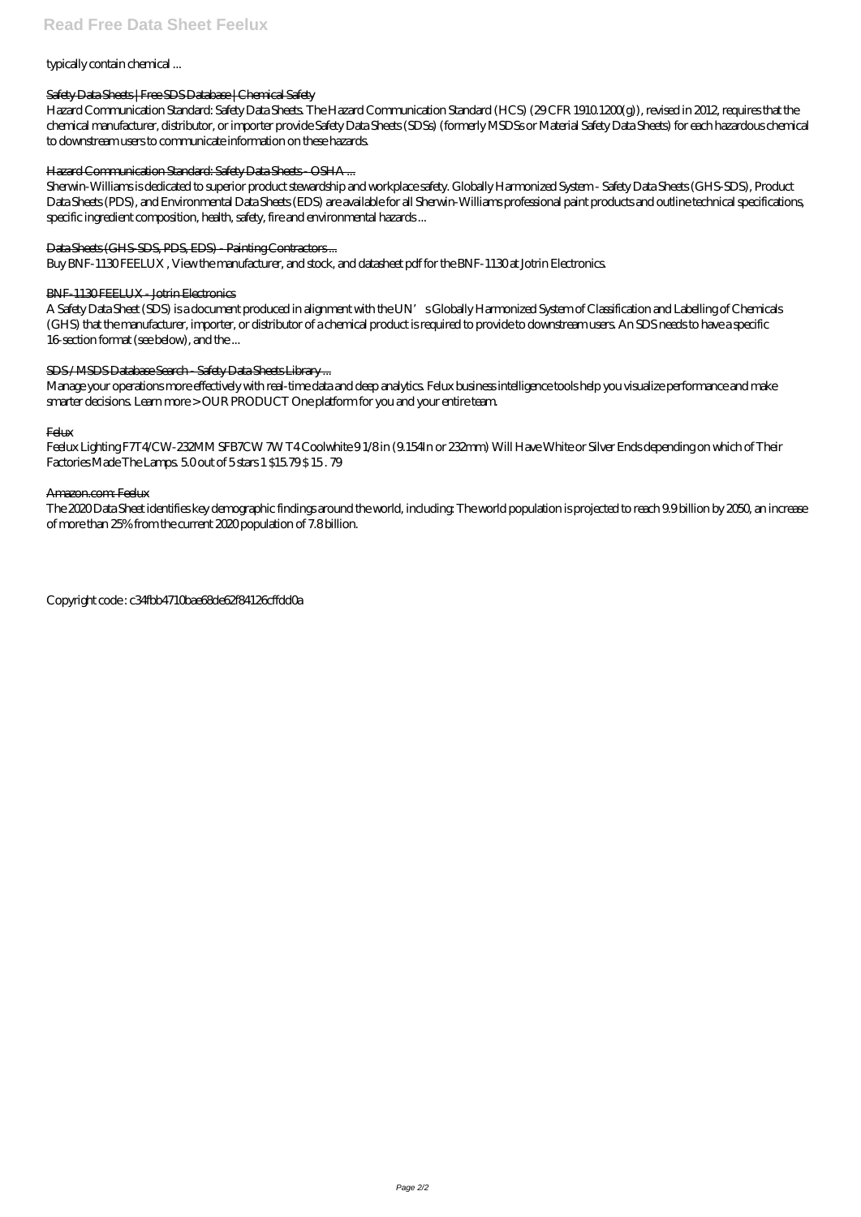typically contain chemical ...

Safety Data Sheets | Free SDS Database | Chemical Safety

Hazard Communication Standard: Safety Data Sheets. The Hazard Communication Standard (HCS) (29 CFR 1910.1200(g)), revised in 2012, requires that the chemical manufacturer, distributor, or importer provide Safety Data Sheets (SDSs) (formerly MSDSs or Material Safety Data Sheets) for each hazardous chemical to downstream users to communicate information on these hazards.

Hazard Communication Standard: Safety Data Sheets - OSHA ...

Sherwin-Williams is dedicated to superior product stewardship and workplace safety. Globally Harmonized System - Safety Data Sheets (GHS-SDS), Product Data Sheets (PDS), and Environmental Data Sheets (EDS) are available for all Sherwin-Williams professional paint products and outline technical specifications, specific ingredient composition, health, safety, fire and environmental hazards ...

Data Sheets (GHS-SDS, PDS, EDS) - Painting Contractors ...

Buy BNF-1130 FEELUX , View the manufacturer, and stock, and datasheet pdf for the BNF-1130 at Jotrin Electronics.

BNF-1130 FEELUX - Jotrin Electronics

A Safety Data Sheet (SDS) is a document produced in alignment with the UN's Globally Harmonized System of Classification and Labelling of Chemicals (GHS) that the manufacturer, importer, or distributor of a chemical product is required to provide to downstream users. An SDS needs to have a specific 16-section format (see below), and the ...

SDS / MSDS Database Search - Safety Data Sheets Library ...

Manage your operations more effectively with real-time data and deep analytics. Felux business intelligence tools help you visualize performance and make smarter decisions. Learn more > OUR PRODUCT One platform for you and your entire team.

Felux

Feelux Lighting F7T4/CW-232MM SFB7CW 7W T4 Coolwhite 9 1/8 in (9.154In or 232mm) Will Have White or Silver Ends depending on which of Their Factories Made The Lamps. 5.0 out of 5 stars 1 $15.79 $ 15 . 79

Amazon.com: Feelux

The 2020 Data Sheet identifies key demographic findings around the world, including: The world population is projected to reach 9.9 billion by 2050, an increase of more than 25% from the current 2020 population of 7.8 billion.

Copyright code : c34fbb4710bae68de62f84126cffdd0a